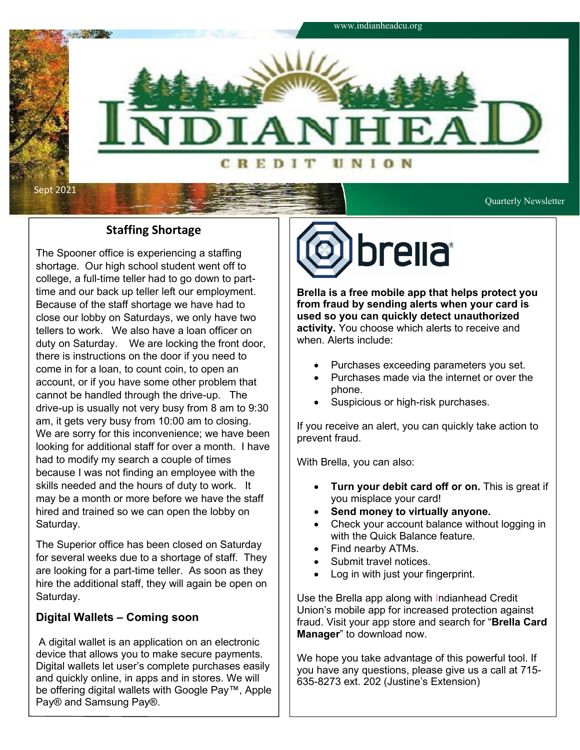www.indianheadcu.org

# INDIANHEAD CREDIT UNION

Sept 2021

Quarterly Newsletter

## Staffing Shortage

The Spooner office is experiencing a staffing shortage. Our high school student went off to college, a full-time teller had to go down to part-time and our back up teller left our employment. Because of the staff shortage we have had to close our lobby on Saturdays, we only have two tellers to work. We also have a loan officer on duty on Saturday. We are locking the front door, there is instructions on the door if you need to come in for a loan, to count coin, to open an account, or if you have some other problem that cannot be handled through the drive-up. The drive-up is usually not very busy from 8 am to 9:30 am, it gets very busy from 10:00 am to closing. We are sorry for this inconvenience; we have been looking for additional staff for over a month. I have had to modify my search a couple of times because I was not finding an employee with the skills needed and the hours of duty to work. It may be a month or more before we have the staff hired and trained so we can open the lobby on Saturday.

The Superior office has been closed on Saturday for several weeks due to a shortage of staff. They are looking for a part-time teller. As soon as they hire the additional staff, they will again be open on Saturday.

### Digital Wallets – Coming soon

A digital wallet is an application on an electronic device that allows you to make secure payments. Digital wallets let user's complete purchases easily and quickly online, in apps and in stores. We will be offering digital wallets with Google Pay™, Apple Pay® and Samsung Pay®.

## brella®

**Brella is a free mobile app that helps protect you from fraud by sending alerts when your card is used so you can quickly detect unauthorized activity.** You choose which alerts to receive and when. Alerts include:

- Purchases exceeding parameters you set.
- Purchases made via the internet or over the phone.
- Suspicious or high-risk purchases.

If you receive an alert, you can quickly take action to prevent fraud.

With Brella, you can also:

- **Turn your debit card off or on.** This is great if you misplace your card!
- **Send money to virtually anyone.**
- Check your account balance without logging in with the Quick Balance feature.
- Find nearby ATMs.
- Submit travel notices.
- Log in with just your fingerprint.

Use the Brella app along with Indianhead Credit Union's mobile app for increased protection against fraud. Visit your app store and search for "**Brella Card Manager**" to download now.

We hope you take advantage of this powerful tool. If you have any questions, please give us a call at 715-635-8273 ext. 202 (Justine's Extension)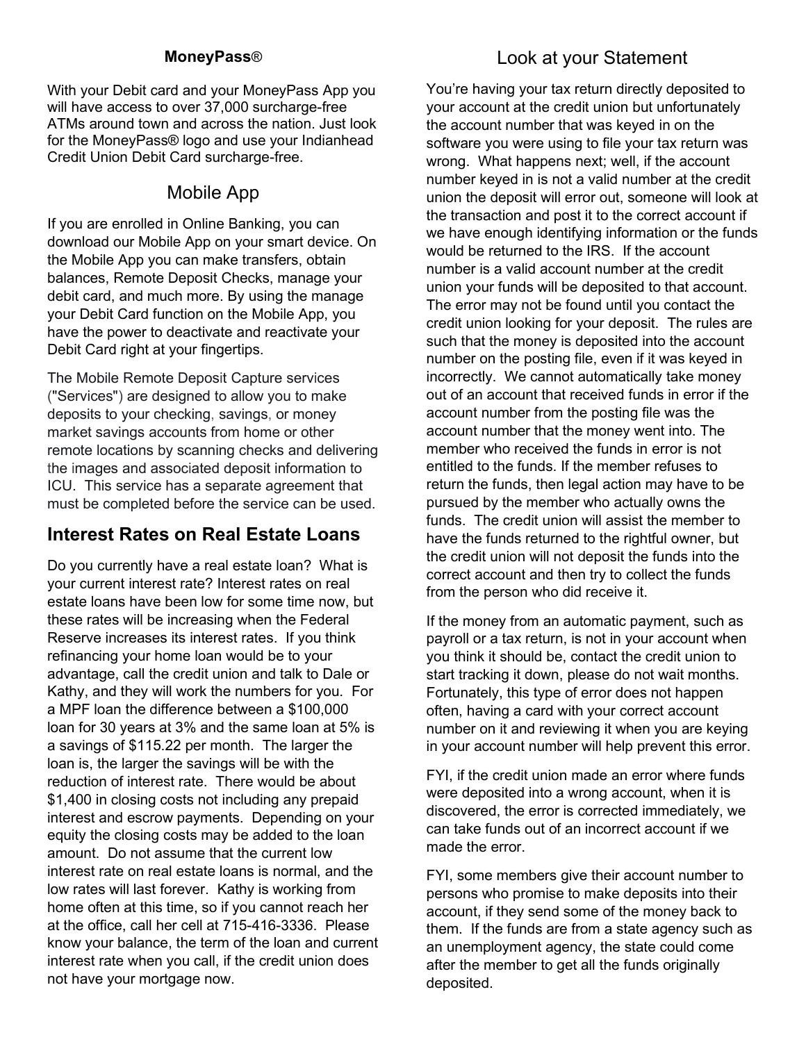**MoneyPass®**

With your Debit card and your MoneyPass App you will have access to over 37,000 surcharge-free ATMs around town and across the nation. Just look for the MoneyPass® logo and use your Indianhead Credit Union Debit Card surcharge-free.

## Mobile App

If you are enrolled in Online Banking, you can download our Mobile App on your smart device. On the Mobile App you can make transfers, obtain balances, Remote Deposit Checks, manage your debit card, and much more. By using the manage your Debit Card function on the Mobile App, you have the power to deactivate and reactivate your Debit Card right at your fingertips.

The Mobile Remote Deposit Capture services ("Services") are designed to allow you to make deposits to your checking, savings, or money market savings accounts from home or other remote locations by scanning checks and delivering the images and associated deposit information to ICU. This service has a separate agreement that must be completed before the service can be used.

## Interest Rates on Real Estate Loans

Do you currently have a real estate loan? What is your current interest rate? Interest rates on real estate loans have been low for some time now, but these rates will be increasing when the Federal Reserve increases its interest rates. If you think refinancing your home loan would be to your advantage, call the credit union and talk to Dale or Kathy, and they will work the numbers for you. For a MPF loan the difference between a $100,000 loan for 30 years at 3% and the same loan at 5% is a savings of $115.22 per month. The larger the loan is, the larger the savings will be with the reduction of interest rate. There would be about $1,400 in closing costs not including any prepaid interest and escrow payments. Depending on your equity the closing costs may be added to the loan amount. Do not assume that the current low interest rate on real estate loans is normal, and the low rates will last forever. Kathy is working from home often at this time, so if you cannot reach her at the office, call her cell at 715-416-3336. Please know your balance, the term of the loan and current interest rate when you call, if the credit union does not have your mortgage now.

## Look at your Statement

You're having your tax return directly deposited to your account at the credit union but unfortunately the account number that was keyed in on the software you were using to file your tax return was wrong. What happens next; well, if the account number keyed in is not a valid number at the credit union the deposit will error out, someone will look at the transaction and post it to the correct account if we have enough identifying information or the funds would be returned to the IRS. If the account number is a valid account number at the credit union your funds will be deposited to that account. The error may not be found until you contact the credit union looking for your deposit. The rules are such that the money is deposited into the account number on the posting file, even if it was keyed in incorrectly. We cannot automatically take money out of an account that received funds in error if the account number from the posting file was the account number that the money went into. The member who received the funds in error is not entitled to the funds. If the member refuses to return the funds, then legal action may have to be pursued by the member who actually owns the funds. The credit union will assist the member to have the funds returned to the rightful owner, but the credit union will not deposit the funds into the correct account and then try to collect the funds from the person who did receive it.

If the money from an automatic payment, such as payroll or a tax return, is not in your account when you think it should be, contact the credit union to start tracking it down, please do not wait months. Fortunately, this type of error does not happen often, having a card with your correct account number on it and reviewing it when you are keying in your account number will help prevent this error.

FYI, if the credit union made an error where funds were deposited into a wrong account, when it is discovered, the error is corrected immediately, we can take funds out of an incorrect account if we made the error.

FYI, some members give their account number to persons who promise to make deposits into their account, if they send some of the money back to them. If the funds are from a state agency such as an unemployment agency, the state could come after the member to get all the funds originally deposited.